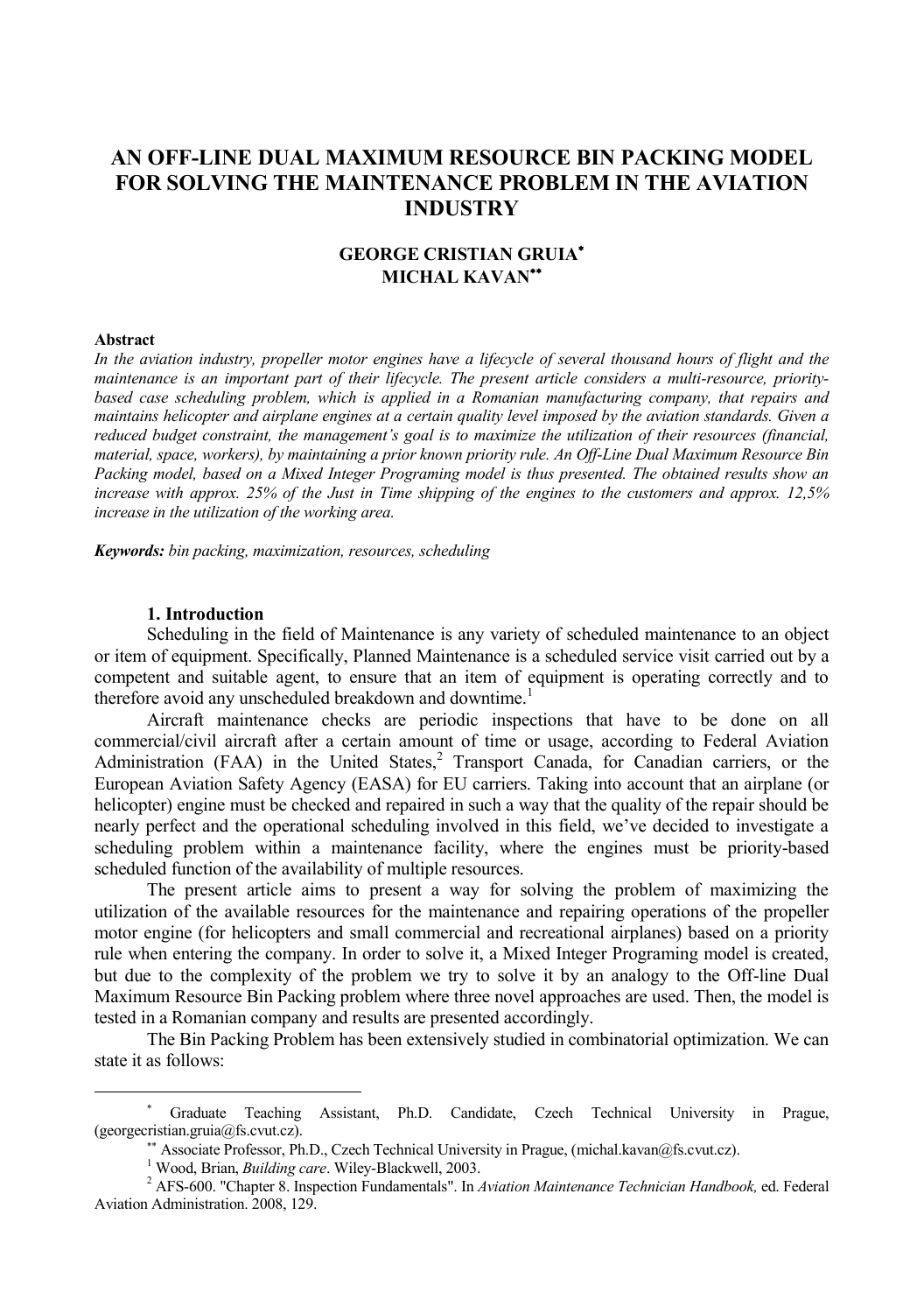# AN OFF-LINE DUAL MAXIMUM RESOURCE BIN PACKING MODEL FOR SOLVING THE MAINTENANCE PROBLEM IN THE AVIATION INDUSTRY

**GEORGE CRISTIAN GRUIA[*]**
**MICHAL KAVAN[**]**

**Abstract**

*In the aviation industry, propeller motor engines have a lifecycle of several thousand hours of flight and the maintenance is an important part of their lifecycle. The present article considers a multi-resource, priority-based case scheduling problem, which is applied in a Romanian manufacturing company, that repairs and maintains helicopter and airplane engines at a certain quality level imposed by the aviation standards. Given a reduced budget constraint, the management's goal is to maximize the utilization of their resources (financial, material, space, workers), by maintaining a prior known priority rule. An Off-Line Dual Maximum Resource Bin Packing model, based on a Mixed Integer Programing model is thus presented. The obtained results show an increase with approx. 25% of the Just in Time shipping of the engines to the customers and approx. 12,5% increase in the utilization of the working area.*

***Keywords:*** *bin packing, maximization, resources, scheduling*

## 1. Introduction

Scheduling in the field of Maintenance is any variety of scheduled maintenance to an object or item of equipment. Specifically, Planned Maintenance is a scheduled service visit carried out by a competent and suitable agent, to ensure that an item of equipment is operating correctly and to therefore avoid any unscheduled breakdown and downtime.[1]

Aircraft maintenance checks are periodic inspections that have to be done on all commercial/civil aircraft after a certain amount of time or usage, according to Federal Aviation Administration (FAA) in the United States,[2] Transport Canada, for Canadian carriers, or the European Aviation Safety Agency (EASA) for EU carriers. Taking into account that an airplane (or helicopter) engine must be checked and repaired in such a way that the quality of the repair should be nearly perfect and the operational scheduling involved in this field, we've decided to investigate a scheduling problem within a maintenance facility, where the engines must be priority-based scheduled function of the availability of multiple resources.

The present article aims to present a way for solving the problem of maximizing the utilization of the available resources for the maintenance and repairing operations of the propeller motor engine (for helicopters and small commercial and recreational airplanes) based on a priority rule when entering the company. In order to solve it, a Mixed Integer Programing model is created, but due to the complexity of the problem we try to solve it by an analogy to the Off-line Dual Maximum Resource Bin Packing problem where three novel approaches are used. Then, the model is tested in a Romanian company and results are presented accordingly.

The Bin Packing Problem has been extensively studied in combinatorial optimization. We can state it as follows:

---

[*] Graduate Teaching Assistant, Ph.D. Candidate, Czech Technical University in Prague, (georgecristian.gruia@fs.cvut.cz).

[**] Associate Professor, Ph.D., Czech Technical University in Prague, (michal.kavan@fs.cvut.cz).

[1] Wood, Brian, *Building care*. Wiley-Blackwell, 2003.

[2] AFS-600. "Chapter 8. Inspection Fundamentals". In *Aviation Maintenance Technician Handbook,* ed. Federal Aviation Administration. 2008, 129.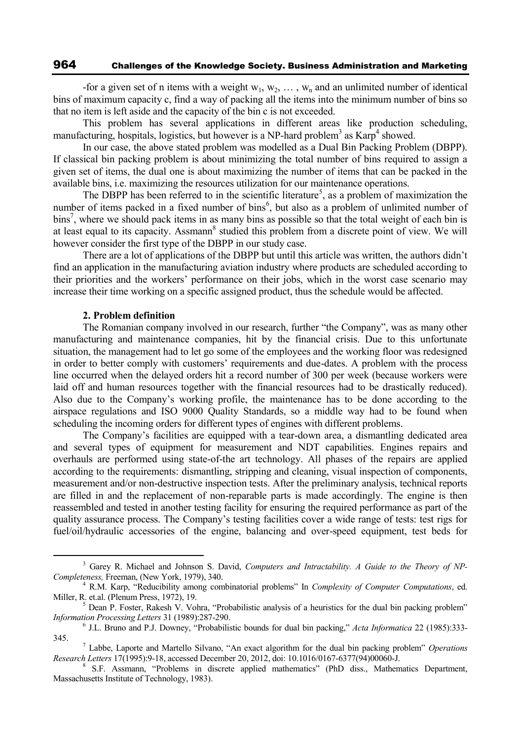-for a given set of n items with a weight $w_1, w_2, \dots, w_n$ and an unlimited number of identical bins of maximum capacity c, find a way of packing all the items into the minimum number of bins so that no item is left aside and the capacity of the bin c is not exceeded.

This problem has several applications in different areas like production scheduling, manufacturing, hospitals, logistics, but however is a NP-hard problem[3] as Karp[4] showed.

In our case, the above stated problem was modelled as a Dual Bin Packing Problem (DBPP). If classical bin packing problem is about minimizing the total number of bins required to assign a given set of items, the dual one is about maximizing the number of items that can be packed in the available bins, i.e. maximizing the resources utilization for our maintenance operations.

The DBPP has been referred to in the scientific literature[5], as a problem of maximization the number of items packed in a fixed number of bins[6], but also as a problem of unlimited number of bins[7], where we should pack items in as many bins as possible so that the total weight of each bin is at least equal to its capacity. Assmann[8] studied this problem from a discrete point of view. We will however consider the first type of the DBPP in our study case.

There are a lot of applications of the DBPP but until this article was written, the authors didn't find an application in the manufacturing aviation industry where products are scheduled according to their priorities and the workers' performance on their jobs, which in the worst case scenario may increase their time working on a specific assigned product, thus the schedule would be affected.

### 2. Problem definition

The Romanian company involved in our research, further "the Company", was as many other manufacturing and maintenance companies, hit by the financial crisis. Due to this unfortunate situation, the management had to let go some of the employees and the working floor was redesigned in order to better comply with customers' requirements and due-dates. A problem with the process line occurred when the delayed orders hit a record number of 300 per week (because workers were laid off and human resources together with the financial resources had to be drastically reduced). Also due to the Company's working profile, the maintenance has to be done according to the airspace regulations and ISO 9000 Quality Standards, so a middle way had to be found when scheduling the incoming orders for different types of engines with different problems.

The Company's facilities are equipped with a tear-down area, a dismantling dedicated area and several types of equipment for measurement and NDT capabilities. Engines repairs and overhauls are performed using state-of-the art technology. All phases of the repairs are applied according to the requirements: dismantling, stripping and cleaning, visual inspection of components, measurement and/or non-destructive inspection tests. After the preliminary analysis, technical reports are filled in and the replacement of non-reparable parts is made accordingly. The engine is then reassembled and tested in another testing facility for ensuring the required performance as part of the quality assurance process. The Company's testing facilities cover a wide range of tests: test rigs for fuel/oil/hydraulic accessories of the engine, balancing and over-speed equipment, test beds for

---

[3] Garey R. Michael and Johnson S. David, *Computers and Intractability. A Guide to the Theory of NP-Completeness,* Freeman, (New York, 1979), 340.

[4] R.M. Karp, "Reducibility among combinatorial problems" In *Complexity of Computer Computations*, ed. Miller, R. et.al. (Plenum Press, 1972), 19.

[5] Dean P. Foster, Rakesh V. Vohra, "Probabilistic analysis of a heuristics for the dual bin packing problem" *Information Processing Letters* 31 (1989):287-290.

[6] J.L. Bruno and P.J. Downey, "Probabilistic bounds for dual bin packing," *Acta Informatica* 22 (1985):333-345.

[7] Labbe, Laporte and Martello Silvano, "An exact algorithm for the dual bin packing problem" *Operations Research Letters* 17(1995):9-18, accessed December 20, 2012, doi: 10.1016/0167-6377(94)00060-J.

[8] S.F. Assmann, "Problems in discrete applied mathematics" (PhD diss., Mathematics Department, Massachusetts Institute of Technology, 1983).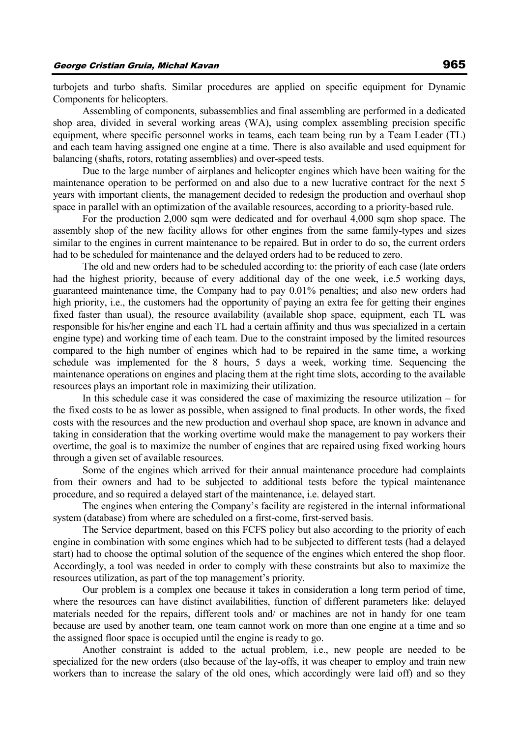turbojets and turbo shafts. Similar procedures are applied on specific equipment for Dynamic Components for helicopters.

Assembling of components, subassemblies and final assembling are performed in a dedicated shop area, divided in several working areas (WA), using complex assembling precision specific equipment, where specific personnel works in teams, each team being run by a Team Leader (TL) and each team having assigned one engine at a time. There is also available and used equipment for balancing (shafts, rotors, rotating assemblies) and over-speed tests.

Due to the large number of airplanes and helicopter engines which have been waiting for the maintenance operation to be performed on and also due to a new lucrative contract for the next 5 years with important clients, the management decided to redesign the production and overhaul shop space in parallel with an optimization of the available resources, according to a priority-based rule.

For the production 2,000 sqm were dedicated and for overhaul 4,000 sqm shop space. The assembly shop of the new facility allows for other engines from the same family-types and sizes similar to the engines in current maintenance to be repaired. But in order to do so, the current orders had to be scheduled for maintenance and the delayed orders had to be reduced to zero.

The old and new orders had to be scheduled according to: the priority of each case (late orders had the highest priority, because of every additional day of the one week, i.e.5 working days, guaranteed maintenance time, the Company had to pay 0.01% penalties; and also new orders had high priority, i.e., the customers had the opportunity of paying an extra fee for getting their engines fixed faster than usual), the resource availability (available shop space, equipment, each TL was responsible for his/her engine and each TL had a certain affinity and thus was specialized in a certain engine type) and working time of each team. Due to the constraint imposed by the limited resources compared to the high number of engines which had to be repaired in the same time, a working schedule was implemented for the 8 hours, 5 days a week, working time. Sequencing the maintenance operations on engines and placing them at the right time slots, according to the available resources plays an important role in maximizing their utilization.

In this schedule case it was considered the case of maximizing the resource utilization – for the fixed costs to be as lower as possible, when assigned to final products. In other words, the fixed costs with the resources and the new production and overhaul shop space, are known in advance and taking in consideration that the working overtime would make the management to pay workers their overtime, the goal is to maximize the number of engines that are repaired using fixed working hours through a given set of available resources.

Some of the engines which arrived for their annual maintenance procedure had complaints from their owners and had to be subjected to additional tests before the typical maintenance procedure, and so required a delayed start of the maintenance, i.e. delayed start.

The engines when entering the Company's facility are registered in the internal informational system (database) from where are scheduled on a first-come, first-served basis.

The Service department, based on this FCFS policy but also according to the priority of each engine in combination with some engines which had to be subjected to different tests (had a delayed start) had to choose the optimal solution of the sequence of the engines which entered the shop floor. Accordingly, a tool was needed in order to comply with these constraints but also to maximize the resources utilization, as part of the top management's priority.

Our problem is a complex one because it takes in consideration a long term period of time, where the resources can have distinct availabilities, function of different parameters like: delayed materials needed for the repairs, different tools and/ or machines are not in handy for one team because are used by another team, one team cannot work on more than one engine at a time and so the assigned floor space is occupied until the engine is ready to go.

Another constraint is added to the actual problem, i.e., new people are needed to be specialized for the new orders (also because of the lay-offs, it was cheaper to employ and train new workers than to increase the salary of the old ones, which accordingly were laid off) and so they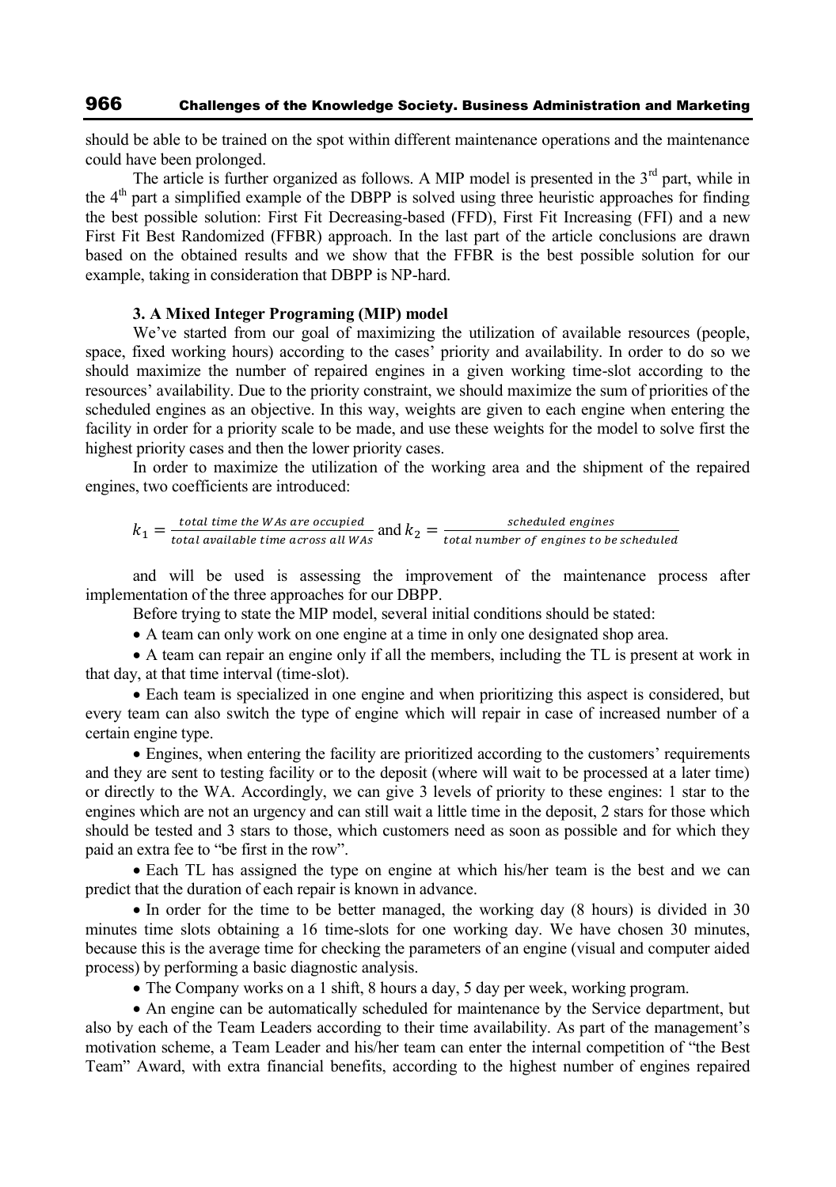should be able to be trained on the spot within different maintenance operations and the maintenance could have been prolonged.

The article is further organized as follows. A MIP model is presented in the 3rd part, while in the 4th part a simplified example of the DBPP is solved using three heuristic approaches for finding the best possible solution: First Fit Decreasing-based (FFD), First Fit Increasing (FFI) and a new First Fit Best Randomized (FFBR) approach. In the last part of the article conclusions are drawn based on the obtained results and we show that the FFBR is the best possible solution for our example, taking in consideration that DBPP is NP-hard.

### 3. A Mixed Integer Programing (MIP) model

We've started from our goal of maximizing the utilization of available resources (people, space, fixed working hours) according to the cases' priority and availability. In order to do so we should maximize the number of repaired engines in a given working time-slot according to the resources' availability. Due to the priority constraint, we should maximize the sum of priorities of the scheduled engines as an objective. In this way, weights are given to each engine when entering the facility in order for a priority scale to be made, and use these weights for the model to solve first the highest priority cases and then the lower priority cases.

In order to maximize the utilization of the working area and the shipment of the repaired engines, two coefficients are introduced:

$$k_1 = \frac{total\ time\ the\ WAs\ are\ occupied}{total\ available\ time\ across\ all\ WAs} \text{ and } k_2 = \frac{scheduled\ engines}{total\ number\ of\ engines\ to\ be\ scheduled}$$

and will be used is assessing the improvement of the maintenance process after implementation of the three approaches for our DBPP.

Before trying to state the MIP model, several initial conditions should be stated:

- A team can only work on one engine at a time in only one designated shop area.
- A team can repair an engine only if all the members, including the TL is present at work in that day, at that time interval (time-slot).
- Each team is specialized in one engine and when prioritizing this aspect is considered, but every team can also switch the type of engine which will repair in case of increased number of a certain engine type.
- Engines, when entering the facility are prioritized according to the customers' requirements and they are sent to testing facility or to the deposit (where will wait to be processed at a later time) or directly to the WA. Accordingly, we can give 3 levels of priority to these engines: 1 star to the engines which are not an urgency and can still wait a little time in the deposit, 2 stars for those which should be tested and 3 stars to those, which customers need as soon as possible and for which they paid an extra fee to "be first in the row".
- Each TL has assigned the type on engine at which his/her team is the best and we can predict that the duration of each repair is known in advance.
- In order for the time to be better managed, the working day (8 hours) is divided in 30 minutes time slots obtaining a 16 time-slots for one working day. We have chosen 30 minutes, because this is the average time for checking the parameters of an engine (visual and computer aided process) by performing a basic diagnostic analysis.
- The Company works on a 1 shift, 8 hours a day, 5 day per week, working program.
- An engine can be automatically scheduled for maintenance by the Service department, but also by each of the Team Leaders according to their time availability. As part of the management's motivation scheme, a Team Leader and his/her team can enter the internal competition of "the Best Team" Award, with extra financial benefits, according to the highest number of engines repaired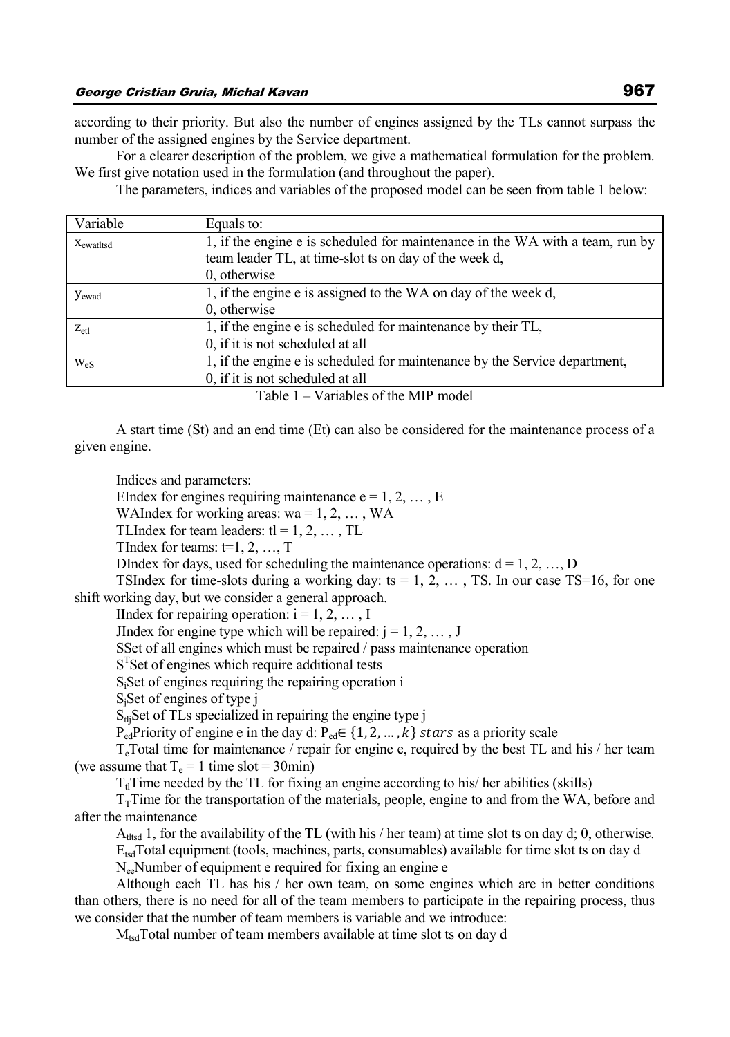according to their priority. But also the number of engines assigned by the TLs cannot surpass the number of the assigned engines by the Service department.

For a clearer description of the problem, we give a mathematical formulation for the problem. We first give notation used in the formulation (and throughout the paper).

The parameters, indices and variables of the proposed model can be seen from table 1 below:

| Variable | Equals to: |
|---|---|
| $x_{ewatltsd}$ | 1, if the engine e is scheduled for maintenance in the WA with a team, run by team leader TL, at time-slot ts on day of the week d,<br>0, otherwise |
| $y_{ewad}$ | 1, if the engine e is assigned to the WA on day of the week d,<br>0, otherwise |
| $z_{etl}$ | 1, if the engine e is scheduled for maintenance by their TL,<br>0, if it is not scheduled at all |
| $w_{eS}$ | 1, if the engine e is scheduled for maintenance by the Service department,<br>0, if it is not scheduled at all |

Table 1 – Variables of the MIP model

A start time (St) and an end time (Et) can also be considered for the maintenance process of a given engine.

Indices and parameters:

EIndex for engines requiring maintenance $e = 1, 2, \ldots, E$

WAIndex for working areas: $wa = 1, 2, \ldots, WA$

TLIndex for team leaders: $tl = 1, 2, \ldots, TL$

TIndex for teams: $t=1, 2, \ldots, T$

DIndex for days, used for scheduling the maintenance operations: $d = 1, 2, \ldots, D$

TSIndex for time-slots during a working day: $ts = 1, 2, \ldots, TS$. In our case TS=16, for one shift working day, but we consider a general approach.

IIndex for repairing operation: $i = 1, 2, \ldots, I$

JIndex for engine type which will be repaired: $j = 1, 2, \ldots, J$

SSet of all engines which must be repaired / pass maintenance operation

$S^T$Set of engines which require additional tests

$S_i$Set of engines requiring the repairing operation i

$S_j$Set of engines of type j

$S_{tlj}$Set of TLs specialized in repairing the engine type j

$P_{ed}$Priority of engine e in the day d: $P_{ed} \in \{1, 2, \ldots, k\}$ $stars$ as a priority scale

$T_e$Total time for maintenance / repair for engine e, required by the best TL and his / her team (we assume that $T_e$ = 1 time slot = 30min)

$T_{tl}$Time needed by the TL for fixing an engine according to his/ her abilities (skills)

$T_T$Time for the transportation of the materials, people, engine to and from the WA, before and after the maintenance

$A_{tltsd}$ 1, for the availability of the TL (with his / her team) at time slot ts on day d; 0, otherwise.

$E_{tsd}$Total equipment (tools, machines, parts, consumables) available for time slot ts on day d

$N_{ee}$Number of equipment e required for fixing an engine e

Although each TL has his / her own team, on some engines which are in better conditions than others, there is no need for all of the team members to participate in the repairing process, thus we consider that the number of team members is variable and we introduce:

$M_{tsd}$Total number of team members available at time slot ts on day d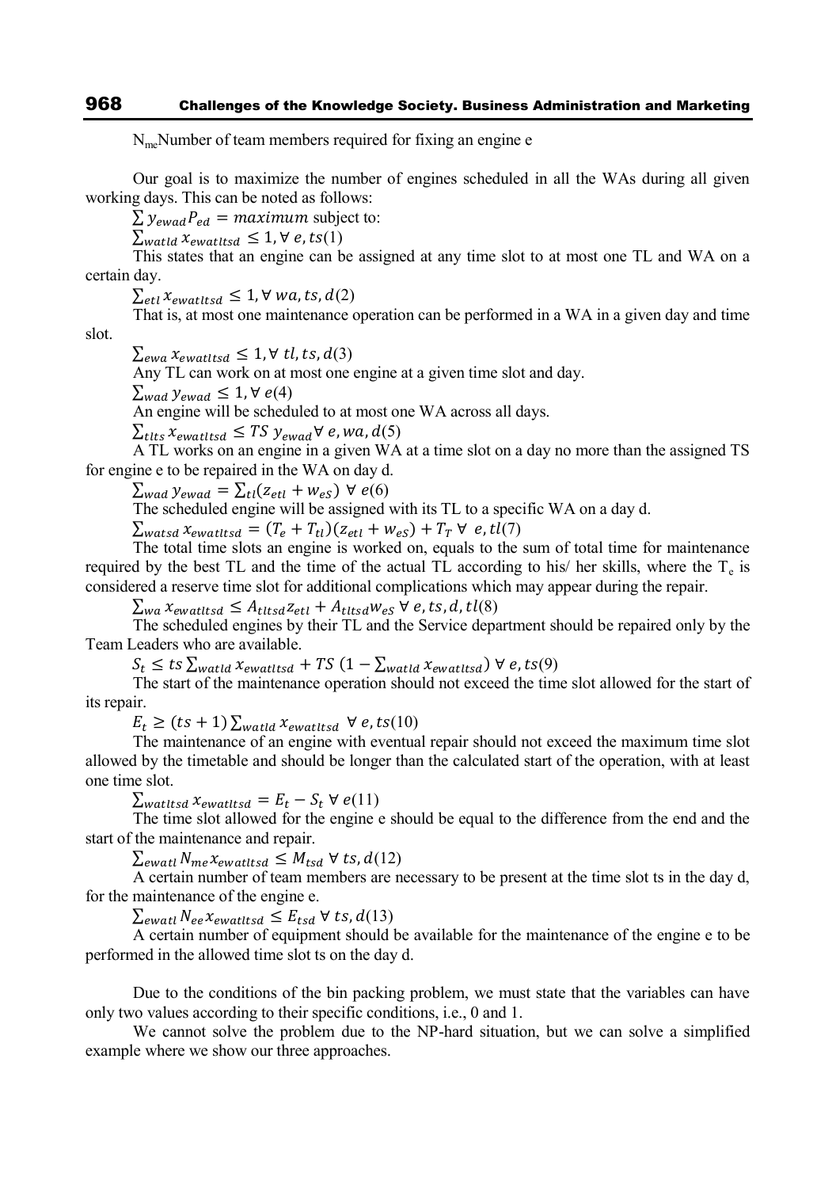$N_{me}$Number of team members required for fixing an engine e

Our goal is to maximize the number of engines scheduled in all the WAs during all given working days. This can be noted as follows:

$\sum y_{ewad} P_{ed} = maximum$ subject to:

$\sum_{watld} x_{ewatltsd} \leq 1, \forall\ e, ts$(1)

This states that an engine can be assigned at any time slot to at most one TL and WA on a certain day.

$\sum_{etl} x_{ewatltsd} \leq 1, \forall\ wa, ts, d$(2)

That is, at most one maintenance operation can be performed in a WA in a given day and time slot.

$\sum_{ewa} x_{ewatltsd} \leq 1, \forall\ tl, ts, d$(3)

Any TL can work on at most one engine at a given time slot and day.

$\sum_{wad} y_{ewad} \leq 1, \forall\ e$(4)

An engine will be scheduled to at most one WA across all days.

$\sum_{tlts} x_{ewatltsd} \leq TS\ y_{ewad} \forall\ e, wa, d$(5)

A TL works on an engine in a given WA at a time slot on a day no more than the assigned TS for engine e to be repaired in the WA on day d.

$\sum_{wad} y_{ewad} = \sum_{tl}(z_{etl} + w_{eS})\ \forall\ e$(6)

The scheduled engine will be assigned with its TL to a specific WA on a day d.

$\sum_{watsd} x_{ewatltsd} = (T_e + T_{tl})(z_{etl} + w_{eS}) + T_T\ \forall\ e, tl$(7)

The total time slots an engine is worked on, equals to the sum of total time for maintenance required by the best TL and the time of the actual TL according to his/ her skills, where the $T_e$ is considered a reserve time slot for additional complications which may appear during the repair.

$\sum_{wa} x_{ewatltsd} \leq A_{tltsd} z_{etl} + A_{tltsd} w_{eS}\ \forall\ e, ts, d, tl$(8)

The scheduled engines by their TL and the Service department should be repaired only by the Team Leaders who are available.

$S_t \leq ts \sum_{watld} x_{ewatltsd} + TS\ (1 - \sum_{watld} x_{ewatltsd})\ \forall\ e, ts$(9)

The start of the maintenance operation should not exceed the time slot allowed for the start of its repair.

$E_t \geq (ts + 1) \sum_{watld} x_{ewatltsd}\ \ \forall\ e, ts$(10)

The maintenance of an engine with eventual repair should not exceed the maximum time slot allowed by the timetable and should be longer than the calculated start of the operation, with at least one time slot.

$\sum_{watltsd} x_{ewatltsd} = E_t - S_t\ \forall\ e$(11)

The time slot allowed for the engine e should be equal to the difference from the end and the start of the maintenance and repair.

$\sum_{ewatl} N_{me} x_{ewatltsd} \leq M_{tsd}\ \forall\ ts, d$(12)

A certain number of team members are necessary to be present at the time slot ts in the day d, for the maintenance of the engine e.

$\sum_{ewatl} N_{ee} x_{ewatltsd} \leq E_{tsd}\ \forall\ ts, d$(13)

A certain number of equipment should be available for the maintenance of the engine e to be performed in the allowed time slot ts on the day d.

Due to the conditions of the bin packing problem, we must state that the variables can have only two values according to their specific conditions, i.e., 0 and 1.

We cannot solve the problem due to the NP-hard situation, but we can solve a simplified example where we show our three approaches.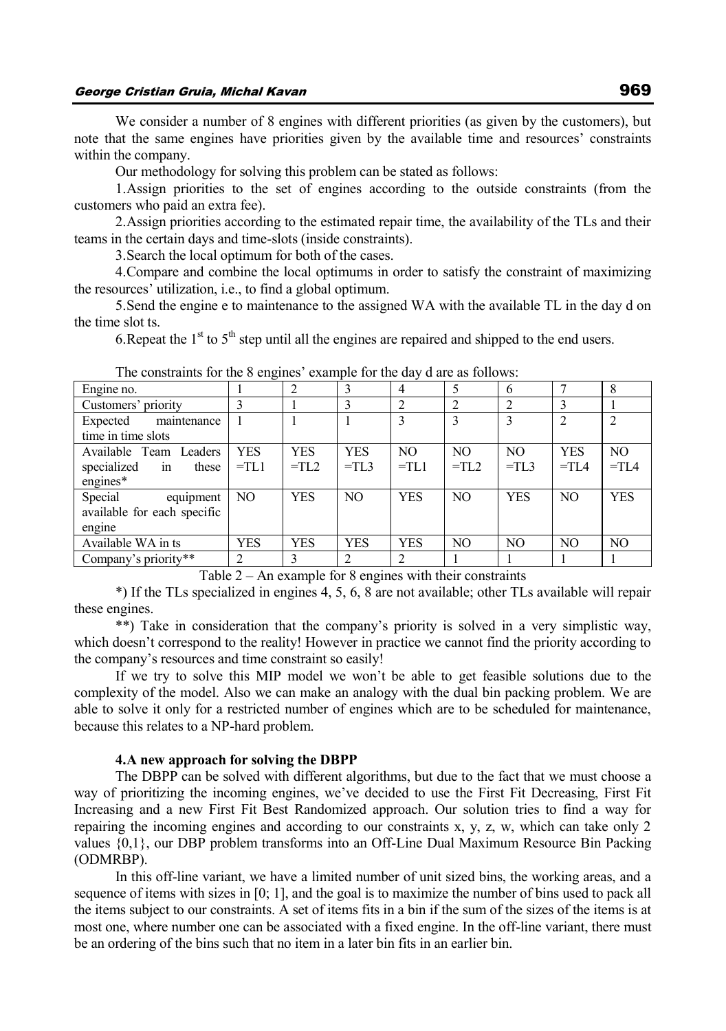We consider a number of 8 engines with different priorities (as given by the customers), but note that the same engines have priorities given by the available time and resources' constraints within the company.

Our methodology for solving this problem can be stated as follows:

1.Assign priorities to the set of engines according to the outside constraints (from the customers who paid an extra fee).

2.Assign priorities according to the estimated repair time, the availability of the TLs and their teams in the certain days and time-slots (inside constraints).

3.Search the local optimum for both of the cases.

4.Compare and combine the local optimums in order to satisfy the constraint of maximizing the resources' utilization, i.e., to find a global optimum.

5.Send the engine e to maintenance to the assigned WA with the available TL in the day d on the time slot ts.

6.Repeat the 1st to 5th step until all the engines are repaired and shipped to the end users.

The constraints for the 8 engines' example for the day d are as follows:

| Engine no. | 1 | 2 | 3 | 4 | 5 | 6 | 7 | 8 |
|---|---|---|---|---|---|---|---|---|
| Customers' priority | 3 | 1 | 3 | 2 | 2 | 2 | 3 | 1 |
| Expected maintenance time in time slots | 1 | 1 | 1 | 3 | 3 | 3 | 2 | 2 |
| Available Team Leaders specialized in these engines* | YES =TL1 | YES =TL2 | YES =TL3 | NO =TL1 | NO =TL2 | NO =TL3 | YES =TL4 | NO =TL4 |
| Special equipment available for each specific engine | NO | YES | NO | YES | NO | YES | NO | YES |
| Available WA in ts | YES | YES | YES | YES | NO | NO | NO | NO |
| Company's priority** | 2 | 3 | 2 | 2 | 1 | 1 | 1 | 1 |

Table 2 – An example for 8 engines with their constraints

*) If the TLs specialized in engines 4, 5, 6, 8 are not available; other TLs available will repair these engines.

**) Take in consideration that the company's priority is solved in a very simplistic way, which doesn't correspond to the reality! However in practice we cannot find the priority according to the company's resources and time constraint so easily!

If we try to solve this MIP model we won't be able to get feasible solutions due to the complexity of the model. Also we can make an analogy with the dual bin packing problem. We are able to solve it only for a restricted number of engines which are to be scheduled for maintenance, because this relates to a NP-hard problem.

#### 4.A new approach for solving the DBPP

The DBPP can be solved with different algorithms, but due to the fact that we must choose a way of prioritizing the incoming engines, we've decided to use the First Fit Decreasing, First Fit Increasing and a new First Fit Best Randomized approach. Our solution tries to find a way for repairing the incoming engines and according to our constraints x, y, z, w, which can take only 2 values {0,1}, our DBP problem transforms into an Off-Line Dual Maximum Resource Bin Packing (ODMRBP).

In this off-line variant, we have a limited number of unit sized bins, the working areas, and a sequence of items with sizes in [0; 1], and the goal is to maximize the number of bins used to pack all the items subject to our constraints. A set of items fits in a bin if the sum of the sizes of the items is at most one, where number one can be associated with a fixed engine. In the off-line variant, there must be an ordering of the bins such that no item in a later bin fits in an earlier bin.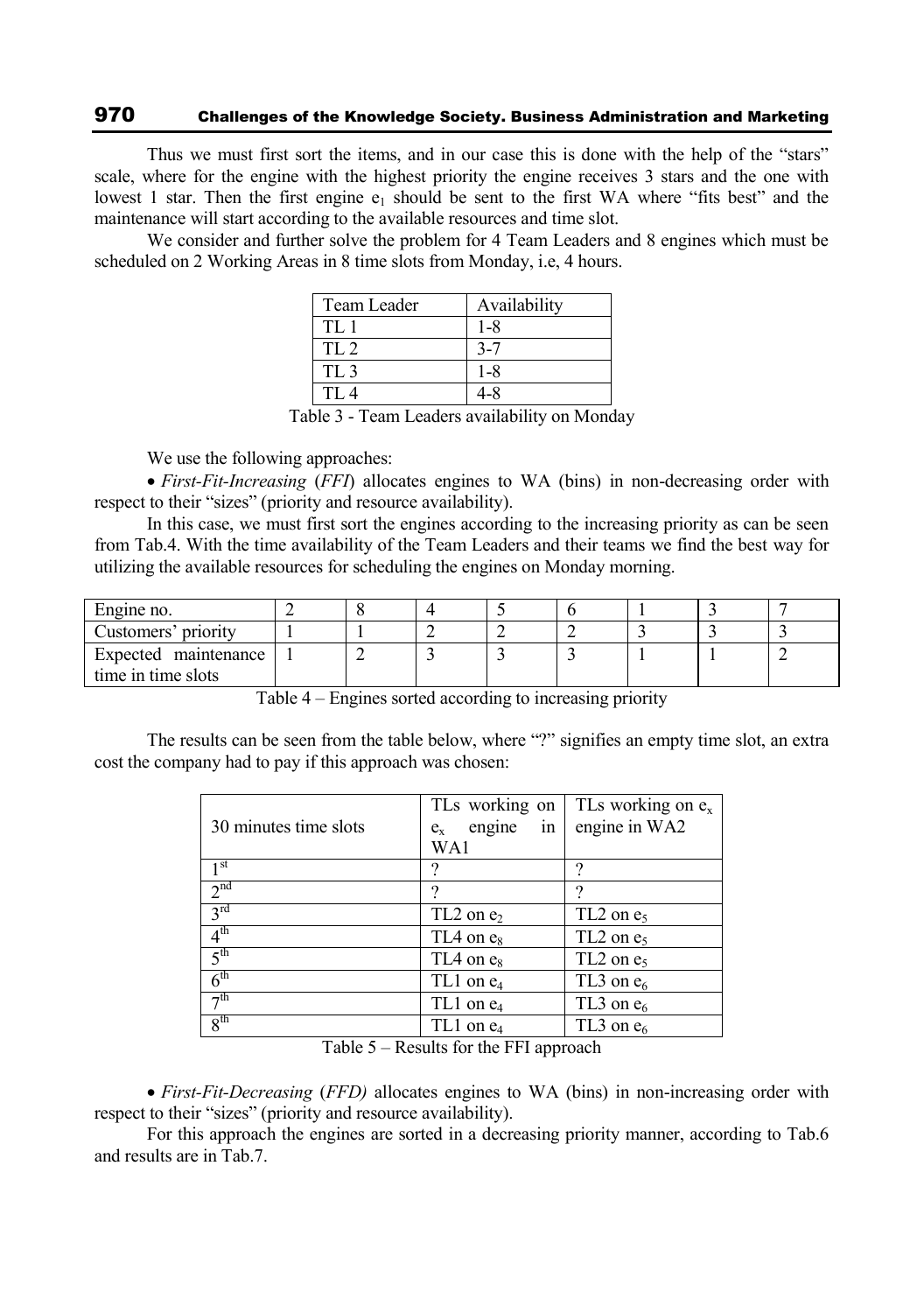Thus we must first sort the items, and in our case this is done with the help of the "stars" scale, where for the engine with the highest priority the engine receives 3 stars and the one with lowest 1 star. Then the first engine $e_1$ should be sent to the first WA where "fits best" and the maintenance will start according to the available resources and time slot.

We consider and further solve the problem for 4 Team Leaders and 8 engines which must be scheduled on 2 Working Areas in 8 time slots from Monday, i.e, 4 hours.

| Team Leader | Availability |
|---|---|
| TL 1 | 1-8 |
| TL 2 | 3-7 |
| TL 3 | 1-8 |
| TL 4 | 4-8 |

Table 3 - Team Leaders availability on Monday

We use the following approaches:

- *First-Fit-Increasing* (*FFI*) allocates engines to WA (bins) in non-decreasing order with respect to their "sizes" (priority and resource availability).

In this case, we must first sort the engines according to the increasing priority as can be seen from Tab.4. With the time availability of the Team Leaders and their teams we find the best way for utilizing the available resources for scheduling the engines on Monday morning.

| Engine no. | 2 | 8 | 4 | 5 | 6 | 1 | 3 | 7 |
|---|---|---|---|---|---|---|---|---|
| Customers' priority | 1 | 1 | 2 | 2 | 2 | 3 | 3 | 3 |
| Expected maintenance time in time slots | 1 | 2 | 3 | 3 | 3 | 1 | 1 | 2 |

Table 4 – Engines sorted according to increasing priority

The results can be seen from the table below, where "?" signifies an empty time slot, an extra cost the company had to pay if this approach was chosen:

| 30 minutes time slots | TLs working on $e_x$ engine in WA1 | TLs working on $e_x$ engine in WA2 |
|---|---|---|
| 1st | ? | ? |
| 2nd | ? | ? |
| 3rd | TL2 on $e_2$ | TL2 on $e_5$ |
| 4th | TL4 on $e_8$ | TL2 on $e_5$ |
| 5th | TL4 on $e_8$ | TL2 on $e_5$ |
| 6th | TL1 on $e_4$ | TL3 on $e_6$ |
| 7th | TL1 on $e_4$ | TL3 on $e_6$ |
| 8th | TL1 on $e_4$ | TL3 on $e_6$ |

Table 5 – Results for the FFI approach

- *First-Fit-Decreasing* (*FFD)* allocates engines to WA (bins) in non-increasing order with respect to their "sizes" (priority and resource availability).

For this approach the engines are sorted in a decreasing priority manner, according to Tab.6 and results are in Tab.7.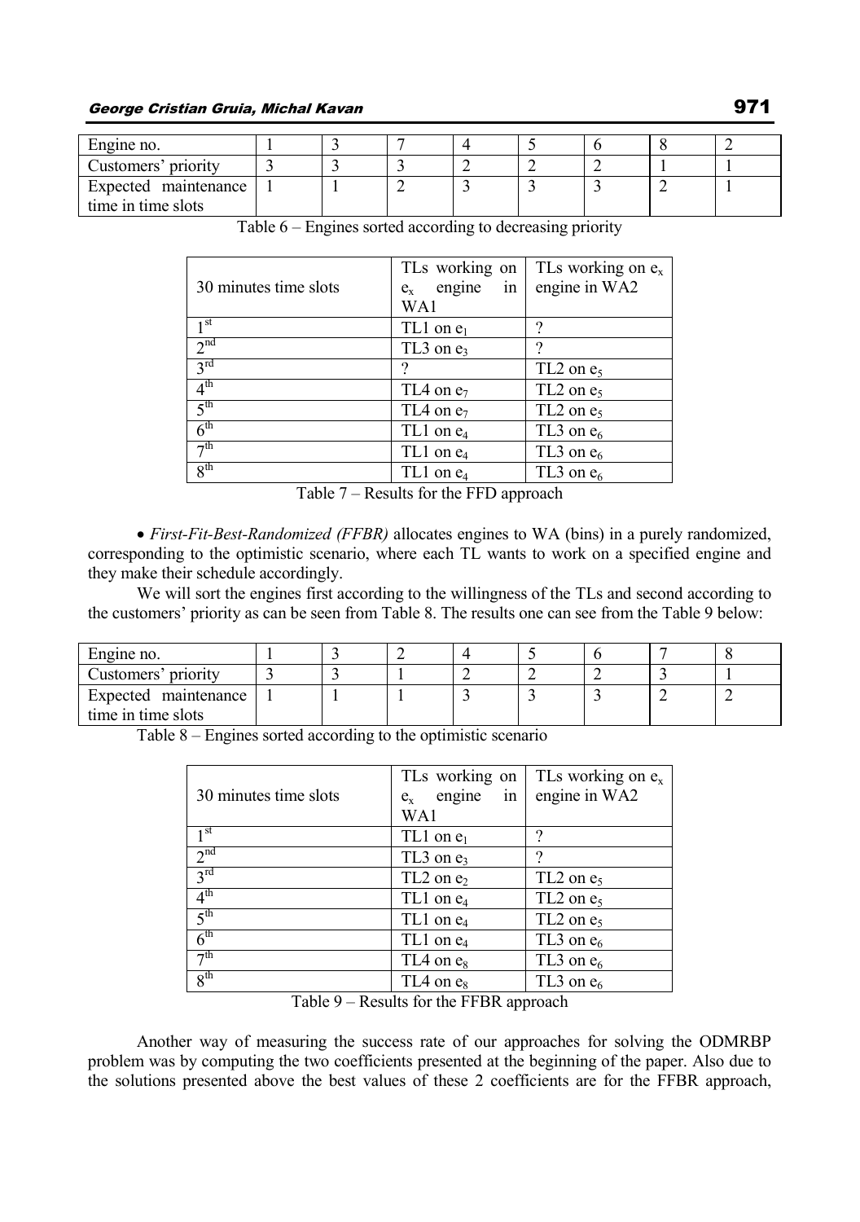| Engine no. | 1 | 3 | 7 | 4 | 5 | 6 | 8 | 2 |
|---|---|---|---|---|---|---|---|---|
| Customers' priority | 3 | 3 | 3 | 2 | 2 | 2 | 1 | 1 |
| Expected maintenance time in time slots | 1 | 1 | 2 | 3 | 3 | 3 | 2 | 1 |

Table 6 – Engines sorted according to decreasing priority

| 30 minutes time slots | TLs working on $e_x$ engine in WA1 | TLs working on $e_x$ engine in WA2 |
|---|---|---|
| $1^{st}$ | TL1 on $e_1$ | ? |
| $2^{nd}$ | TL3 on $e_3$ | ? |
| $3^{rd}$ | ? | TL2 on $e_5$ |
| $4^{th}$ | TL4 on $e_7$ | TL2 on $e_5$ |
| $5^{th}$ | TL4 on $e_7$ | TL2 on $e_5$ |
| $6^{th}$ | TL1 on $e_4$ | TL3 on $e_6$ |
| $7^{th}$ | TL1 on $e_4$ | TL3 on $e_6$ |
| $8^{th}$ | TL1 on $e_4$ | TL3 on $e_6$ |

Table 7 – Results for the FFD approach

- *First-Fit-Best-Randomized (FFBR)* allocates engines to WA (bins) in a purely randomized, corresponding to the optimistic scenario, where each TL wants to work on a specified engine and they make their schedule accordingly.

We will sort the engines first according to the willingness of the TLs and second according to the customers' priority as can be seen from Table 8. The results one can see from the Table 9 below:

| Engine no. | 1 | 3 | 2 | 4 | 5 | 6 | 7 | 8 |
|---|---|---|---|---|---|---|---|---|
| Customers' priority | 3 | 3 | 1 | 2 | 2 | 2 | 3 | 1 |
| Expected maintenance time in time slots | 1 | 1 | 1 | 3 | 3 | 3 | 2 | 2 |

Table 8 – Engines sorted according to the optimistic scenario

| 30 minutes time slots | TLs working on $e_x$ engine in WA1 | TLs working on $e_x$ engine in WA2 |
|---|---|---|
| $1^{st}$ | TL1 on $e_1$ | ? |
| $2^{nd}$ | TL3 on $e_3$ | ? |
| $3^{rd}$ | TL2 on $e_2$ | TL2 on $e_5$ |
| $4^{th}$ | TL1 on $e_4$ | TL2 on $e_5$ |
| $5^{th}$ | TL1 on $e_4$ | TL2 on $e_5$ |
| $6^{th}$ | TL1 on $e_4$ | TL3 on $e_6$ |
| $7^{th}$ | TL4 on $e_8$ | TL3 on $e_6$ |
| $8^{th}$ | TL4 on $e_8$ | TL3 on $e_6$ |

Table 9 – Results for the FFBR approach

Another way of measuring the success rate of our approaches for solving the ODMRBP problem was by computing the two coefficients presented at the beginning of the paper. Also due to the solutions presented above the best values of these 2 coefficients are for the FFBR approach,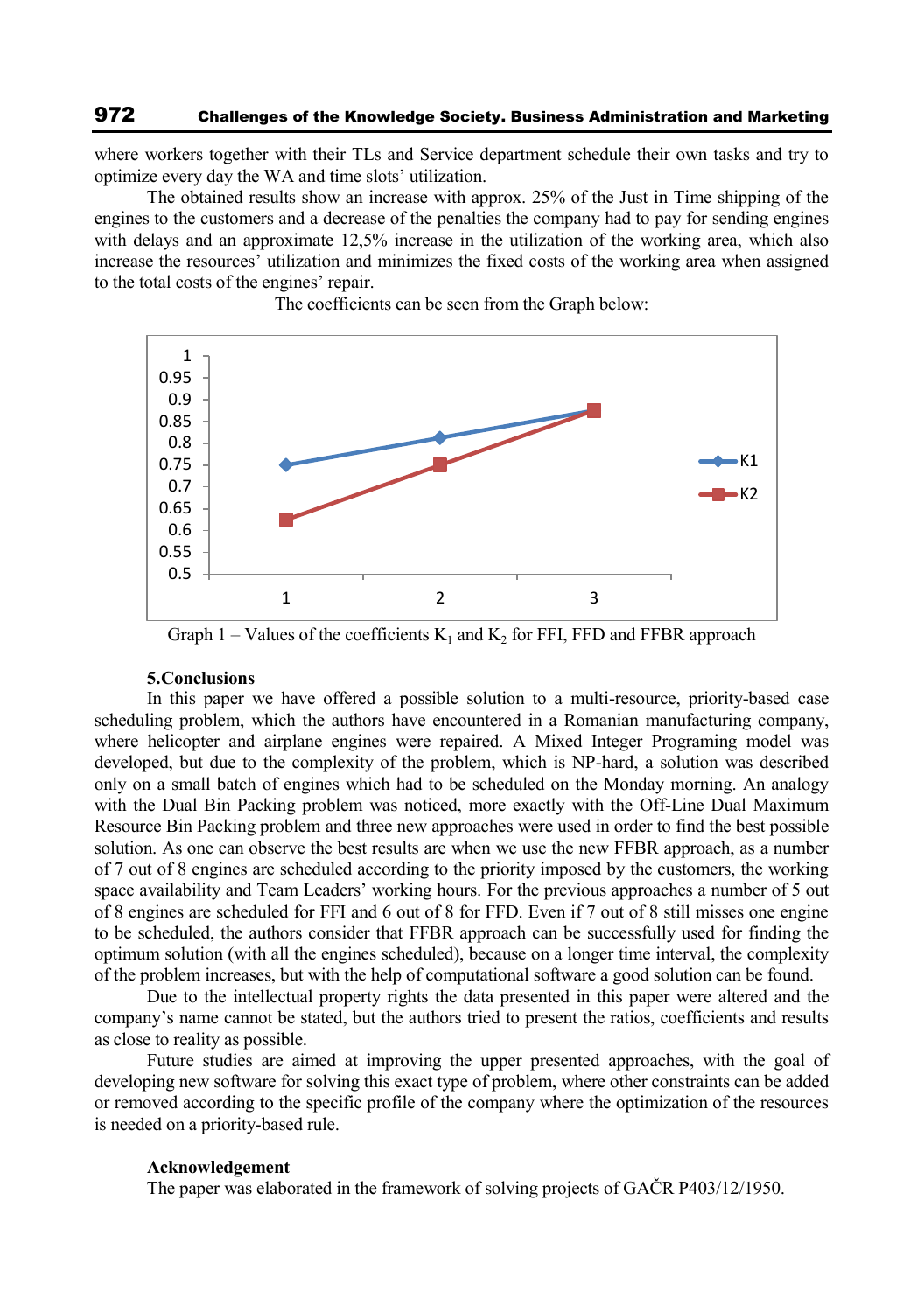where workers together with their TLs and Service department schedule their own tasks and try to optimize every day the WA and time slots' utilization.

The obtained results show an increase with approx. 25% of the Just in Time shipping of the engines to the customers and a decrease of the penalties the company had to pay for sending engines with delays and an approximate 12,5% increase in the utilization of the working area, which also increase the resources' utilization and minimizes the fixed costs of the working area when assigned to the total costs of the engines' repair.

The coefficients can be seen from the Graph below:

Graph 1 – Values of the coefficients $K_1$ and $K_2$ for FFI, FFD and FFBR approach

### 5.Conclusions

In this paper we have offered a possible solution to a multi-resource, priority-based case scheduling problem, which the authors have encountered in a Romanian manufacturing company, where helicopter and airplane engines were repaired. A Mixed Integer Programing model was developed, but due to the complexity of the problem, which is NP-hard, a solution was described only on a small batch of engines which had to be scheduled on the Monday morning. An analogy with the Dual Bin Packing problem was noticed, more exactly with the Off-Line Dual Maximum Resource Bin Packing problem and three new approaches were used in order to find the best possible solution. As one can observe the best results are when we use the new FFBR approach, as a number of 7 out of 8 engines are scheduled according to the priority imposed by the customers, the working space availability and Team Leaders' working hours. For the previous approaches a number of 5 out of 8 engines are scheduled for FFI and 6 out of 8 for FFD. Even if 7 out of 8 still misses one engine to be scheduled, the authors consider that FFBR approach can be successfully used for finding the optimum solution (with all the engines scheduled), because on a longer time interval, the complexity of the problem increases, but with the help of computational software a good solution can be found.

Due to the intellectual property rights the data presented in this paper were altered and the company's name cannot be stated, but the authors tried to present the ratios, coefficients and results as close to reality as possible.

Future studies are aimed at improving the upper presented approaches, with the goal of developing new software for solving this exact type of problem, where other constraints can be added or removed according to the specific profile of the company where the optimization of the resources is needed on a priority-based rule.

**Acknowledgement**

The paper was elaborated in the framework of solving projects of GAČR P403/12/1950.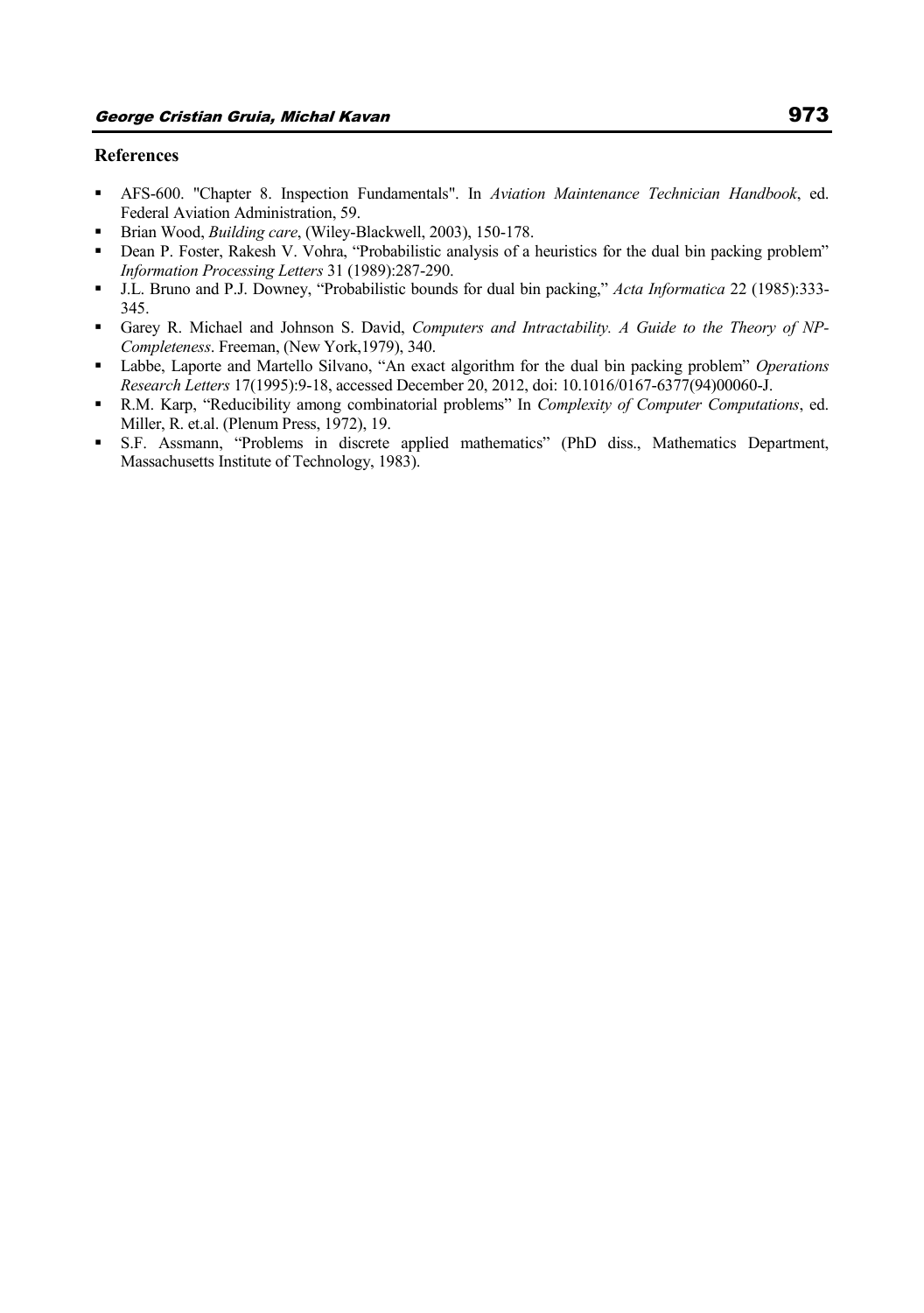## References

- AFS-600. "Chapter 8. Inspection Fundamentals". In *Aviation Maintenance Technician Handbook*, ed. Federal Aviation Administration, 59.
- Brian Wood, *Building care*, (Wiley-Blackwell, 2003), 150-178.
- Dean P. Foster, Rakesh V. Vohra, "Probabilistic analysis of a heuristics for the dual bin packing problem" *Information Processing Letters* 31 (1989):287-290.
- J.L. Bruno and P.J. Downey, "Probabilistic bounds for dual bin packing," *Acta Informatica* 22 (1985):333-345.
- Garey R. Michael and Johnson S. David, *Computers and Intractability. A Guide to the Theory of NP-Completeness*. Freeman, (New York,1979), 340.
- Labbe, Laporte and Martello Silvano, "An exact algorithm for the dual bin packing problem" *Operations Research Letters* 17(1995):9-18, accessed December 20, 2012, doi: 10.1016/0167-6377(94)00060-J.
- R.M. Karp, "Reducibility among combinatorial problems" In *Complexity of Computer Computations*, ed. Miller, R. et.al. (Plenum Press, 1972), 19.
- S.F. Assmann, "Problems in discrete applied mathematics" (PhD diss., Mathematics Department, Massachusetts Institute of Technology, 1983).